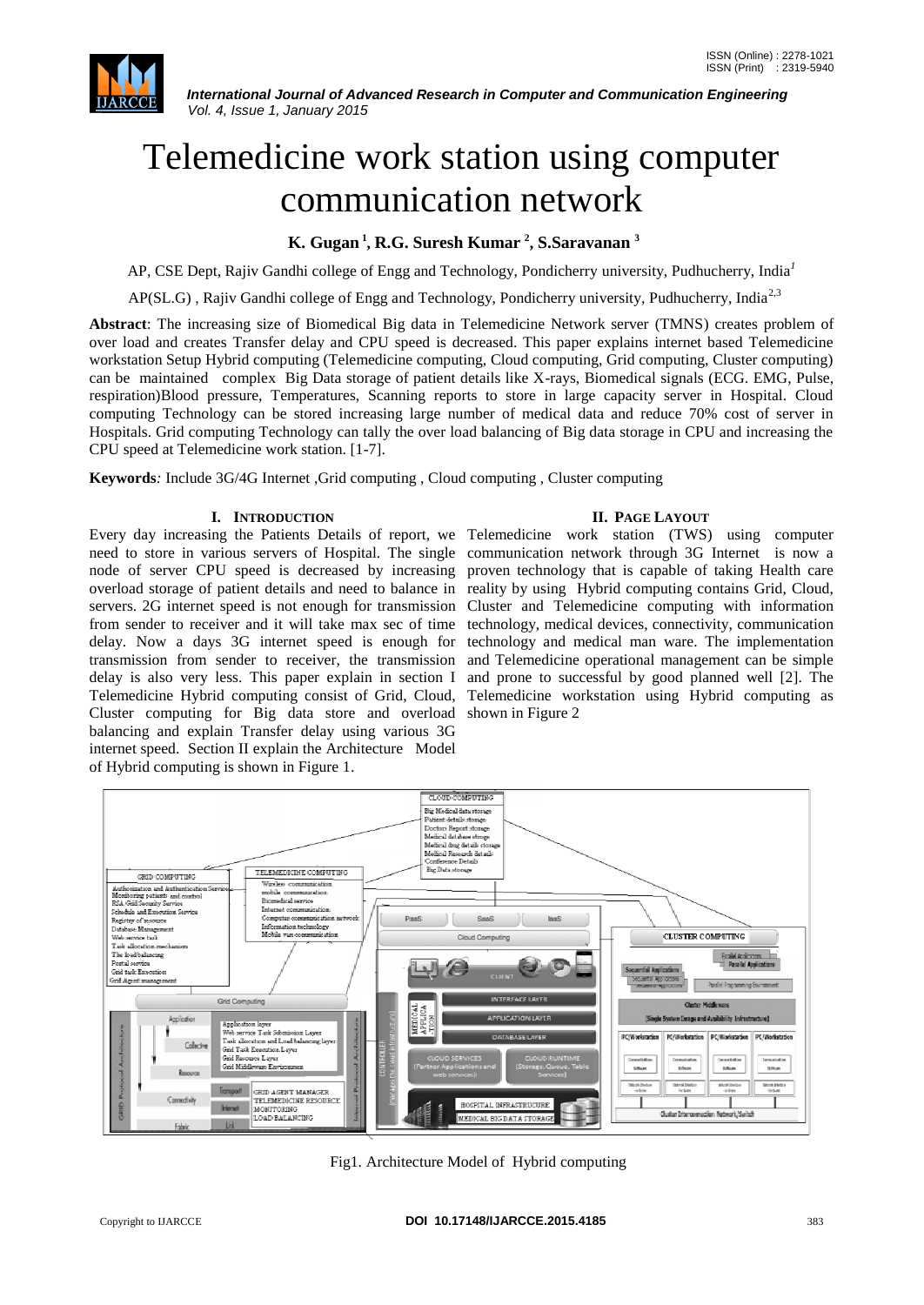# Telemedicine work station using computer communication network

**K. Gugan [1], R.G. Suresh Kumar [2], S.Saravanan [3]**

AP, CSE Dept, Rajiv Gandhi college of Engg and Technology, Pondicherry university, Pudhucherry, India[1]

AP(SL.G) , Rajiv Gandhi college of Engg and Technology, Pondicherry university, Pudhucherry, India[2,3]

**Abstract**: The increasing size of Biomedical Big data in Telemedicine Network server (TMNS) creates problem of over load and creates Transfer delay and CPU speed is decreased. This paper explains internet based Telemedicine workstation Setup Hybrid computing (Telemedicine computing, Cloud computing, Grid computing, Cluster computing) can be maintained complex Big Data storage of patient details like X-rays, Biomedical signals (ECG. EMG, Pulse, respiration)Blood pressure, Temperatures, Scanning reports to store in large capacity server in Hospital. Cloud computing Technology can be stored increasing large number of medical data and reduce 70% cost of server in Hospitals. Grid computing Technology can tally the over load balancing of Big data storage in CPU and increasing the CPU speed at Telemedicine work station. [1-7].

**Keywords**: Include 3G/4G Internet ,Grid computing , Cloud computing , Cluster computing

## I. INTRODUCTION

Every day increasing the Patients Details of report, we need to store in various servers of Hospital. The single node of server CPU speed is decreased by increasing overload storage of patient details and need to balance in servers. 2G internet speed is not enough for transmission from sender to receiver and it will take max sec of time delay. Now a days 3G internet speed is enough for transmission from sender to receiver, the transmission delay is also very less. This paper explain in section I Telemedicine Hybrid computing consist of Grid, Cloud, Cluster computing for Big data store and overload balancing and explain Transfer delay using various 3G internet speed. Section II explain the Architecture Model of Hybrid computing is shown in Figure 1.

## II. PAGE LAYOUT

Telemedicine work station (TWS) using computer communication network through 3G Internet is now a proven technology that is capable of taking Health care reality by using Hybrid computing contains Grid, Cloud, Cluster and Telemedicine computing with information technology, medical devices, connectivity, communication technology and medical man ware. The implementation and Telemedicine operational management can be simple and prone to successful by good planned well [2]. The Telemedicine workstation using Hybrid computing as shown in Figure 2

Fig1. Architecture Model of Hybrid computing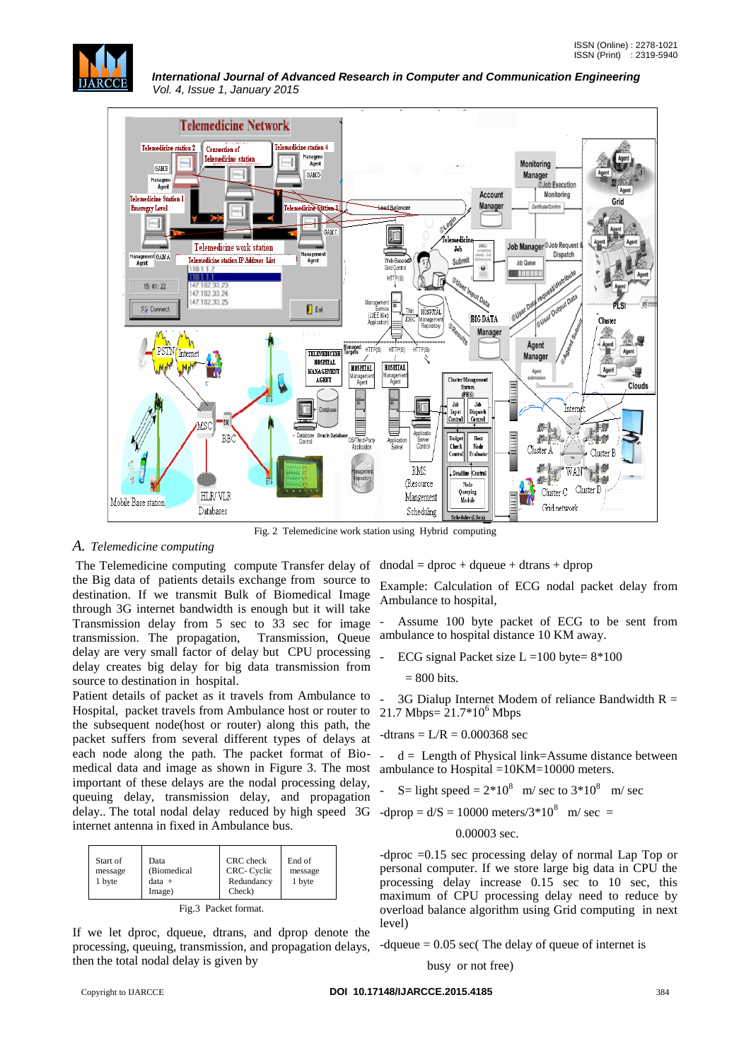Fig. 2 Telemedicine work station using Hybrid computing

### A. *Telemedicine computing*

The Telemedicine computing compute Transfer delay of the Big data of patients details exchange from source to destination. If we transmit Bulk of Biomedical Image through 3G internet bandwidth is enough but it will take Transmission delay from 5 sec to 33 sec for image transmission. The propagation, Transmission, Queue delay are very small factor of delay but CPU processing delay creates big delay for big data transmission from source to destination in hospital.

Patient details of packet as it travels from Ambulance to Hospital, packet travels from Ambulance host or router to the subsequent node(host or router) along this path, the packet suffers from several different types of delays at each node along the path. The packet format of Bio-medical data and image as shown in Figure 3. The most important of these delays are the nodal processing delay, queuing delay, transmission delay, and propagation delay.. The total nodal delay reduced by high speed 3G internet antenna in fixed in Ambulance bus.

| Start of message 1 byte | Data (Biomedical data + Image) | CRC check CRC- Cyclic Redundancy Check) | End of message 1 byte |
|---|---|---|---|

Fig.3 Packet format.

If we let dproc, dqueue, dtrans, and dprop denote the processing, queuing, transmission, and propagation delays, then the total nodal delay is given by

dnodal = dproc + dqueue + dtrans + dprop

Example: Calculation of ECG nodal packet delay from Ambulance to hospital,

- Assume 100 byte packet of ECG to be sent from ambulance to hospital distance 10 KM away.
- ECG signal Packet size L =100 byte= 8*100 = 800 bits.
- 3G Dialup Internet Modem of reliance Bandwidth R = 21.7 Mbps= $21.7*10^6$ Mbps

-dtrans = L/R = 0.000368 sec

- d = Length of Physical link=Assume distance between ambulance to Hospital =10KM=10000 meters.
- S= light speed = $2*10^8$ m/ sec to $3*10^8$ m/ sec

-dprop = d/S = 10000 meters/$3*10^8$ m/ sec = 0.00003 sec.

-dproc =0.15 sec processing delay of normal Lap Top or personal computer. If we store large big data in CPU the processing delay increase 0.15 sec to 10 sec, this maximum of CPU processing delay need to reduce by overload balance algorithm using Grid computing in next level)

-dqueue = 0.05 sec( The delay of queue of internet is busy or not free)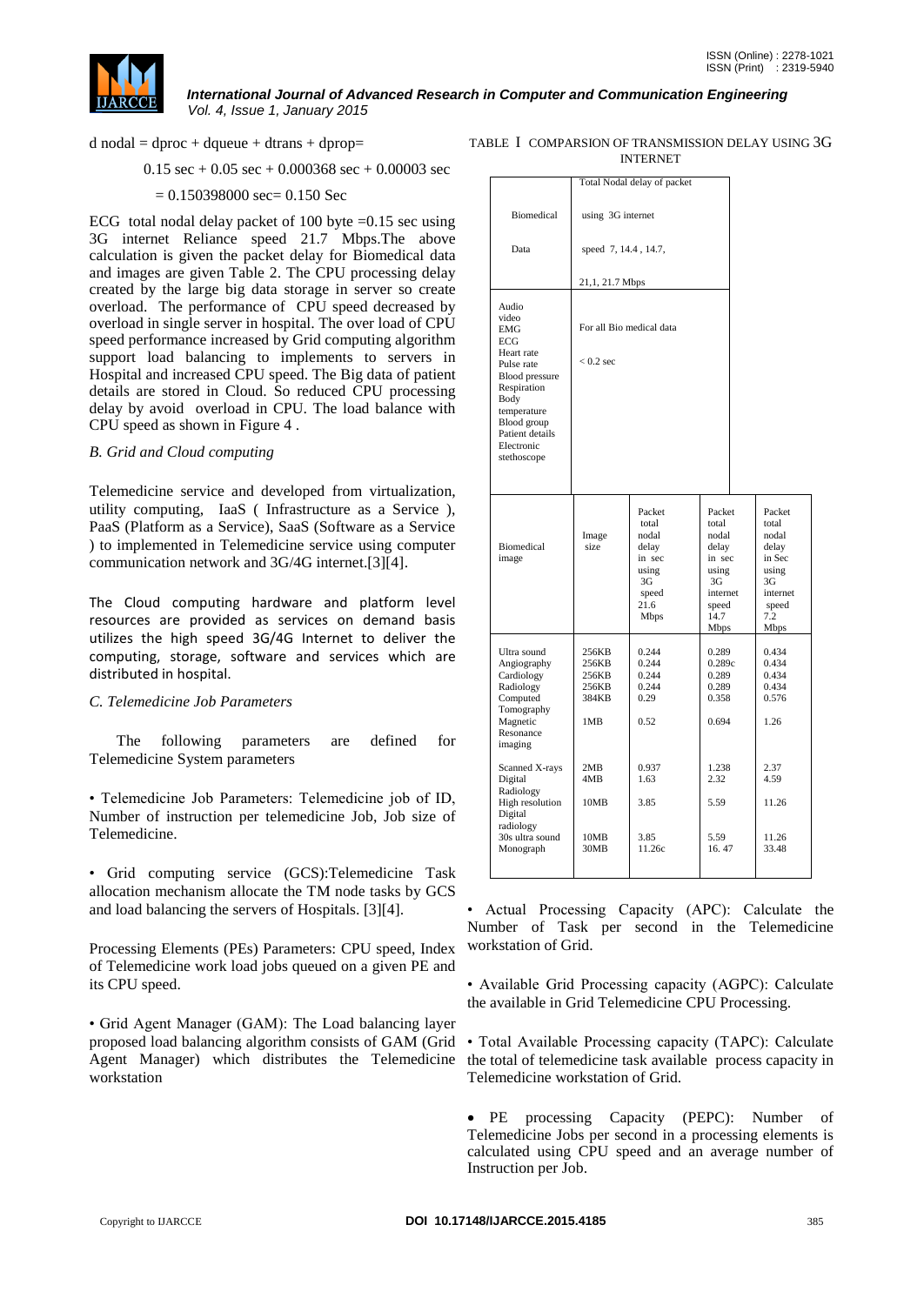$d\ nodal = dproc + dqueue + dtrans + dprop =$

$0.15\ sec + 0.05\ sec + 0.000368\ sec + 0.00003\ sec$

$= 0.150398000\ sec = 0.150\ Sec$

ECG total nodal delay packet of 100 byte =0.15 sec using 3G internet Reliance speed 21.7 Mbps.The above calculation is given the packet delay for Biomedical data and images are given Table 2. The CPU processing delay created by the large big data storage in server so create overload. The performance of CPU speed decreased by overload in single server in hospital. The over load of CPU speed performance increased by Grid computing algorithm support load balancing to implements to servers in Hospital and increased CPU speed. The Big data of patient details are stored in Cloud. So reduced CPU processing delay by avoid overload in CPU. The load balance with CPU speed as shown in Figure 4 .

### *B. Grid and Cloud computing*

Telemedicine service and developed from virtualization, utility computing, IaaS ( Infrastructure as a Service ), PaaS (Platform as a Service), SaaS (Software as a Service ) to implemented in Telemedicine service using computer communication network and 3G/4G internet.[3][4].

The Cloud computing hardware and platform level resources are provided as services on demand basis utilizes the high speed 3G/4G Internet to deliver the computing, storage, software and services which are distributed in hospital.

### *C. Telemedicine Job Parameters*

The following parameters are defined for Telemedicine System parameters

• Telemedicine Job Parameters: Telemedicine job of ID, Number of instruction per telemedicine Job, Job size of Telemedicine.

• Grid computing service (GCS):Telemedicine Task allocation mechanism allocate the TM node tasks by GCS and load balancing the servers of Hospitals. [3][4].

Processing Elements (PEs) Parameters: CPU speed, Index of Telemedicine work load jobs queued on a given PE and its CPU speed.

• Grid Agent Manager (GAM): The Load balancing layer proposed load balancing algorithm consists of GAM (Grid Agent Manager) which distributes the Telemedicine workstation

TABLE I COMPARSION OF TRANSMISSION DELAY USING 3G INTERNET

| Biomedical Data | Total Nodal delay of packet using 3G internet speed 7, 14.4 , 14.7, 21,1, 21.7 Mbps |
|---|---|
| Audio<br>video<br>EMG<br>ECG<br>Heart rate<br>Pulse rate<br>Blood pressure<br>Respiration<br>Body temperature<br>Blood group<br>Patient details<br>Electronic stethoscope | For all Bio medical data<br>< 0.2 sec |

| Biomedical image | Image size | Packet total nodal delay in sec using 3G speed 21.6 Mbps | Packet total nodal delay in sec using 3G internet speed 14.7 Mbps | Packet total nodal delay in Sec using 3G internet speed 7.2 Mbps |
|---|---|---|---|---|
| Ultra sound | 256KB | 0.244 | 0.289 | 0.434 |
| Angiography | 256KB | 0.244 | 0.289c | 0.434 |
| Cardiology | 256KB | 0.244 | 0.289 | 0.434 |
| Radiology | 256KB | 0.244 | 0.289 | 0.434 |
| Computed Tomography | 384KB | 0.29 | 0.358 | 0.576 |
| Magnetic Resonance imaging | 1MB | 0.52 | 0.694 | 1.26 |
| Scanned X-rays | 2MB | 0.937 | 1.238 | 2.37 |
| Digital Radiology | 4MB | 1.63 | 2.32 | 4.59 |
| High resolution Digital radiology | 10MB | 3.85 | 5.59 | 11.26 |
| 30s ultra sound | 10MB | 3.85 | 5.59 | 11.26 |
| Monograph | 30MB | 11.26c | 16. 47 | 33.48 |

• Actual Processing Capacity (APC): Calculate the Number of Task per second in the Telemedicine workstation of Grid.

• Available Grid Processing capacity (AGPC): Calculate the available in Grid Telemedicine CPU Processing.

• Total Available Processing capacity (TAPC): Calculate the total of telemedicine task available process capacity in Telemedicine workstation of Grid.

• PE processing Capacity (PEPC): Number of Telemedicine Jobs per second in a processing elements is calculated using CPU speed and an average number of Instruction per Job.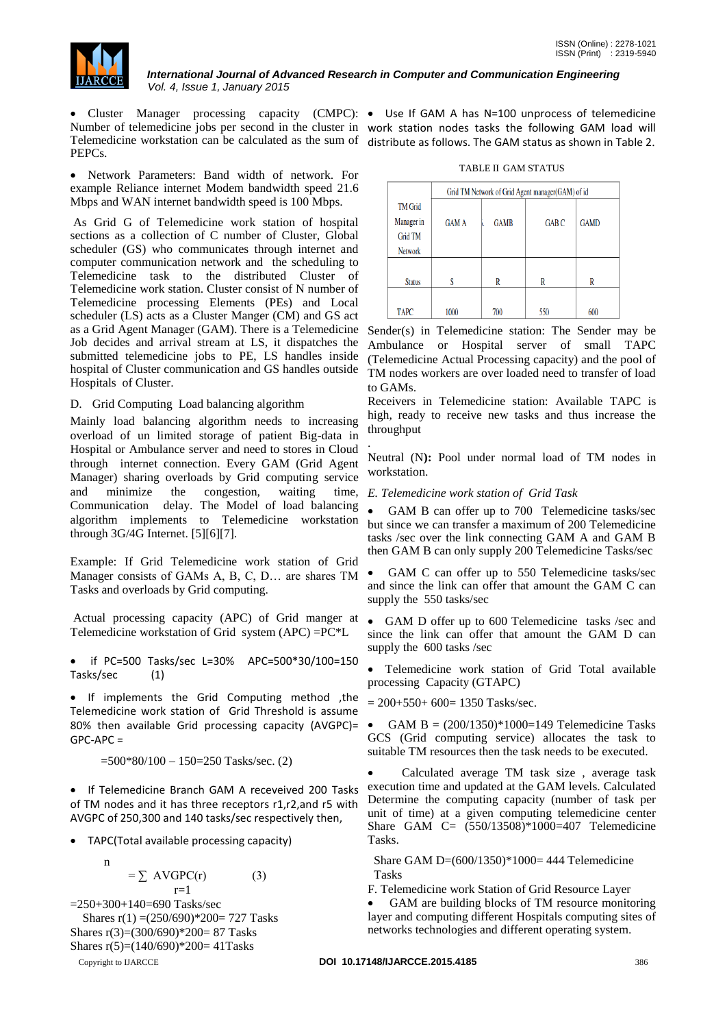- Cluster Manager processing capacity (CMPC): Number of telemedicine jobs per second in the cluster in Telemedicine workstation can be calculated as the sum of PEPCs.

- Network Parameters: Band width of network. For example Reliance internet Modem bandwidth speed 21.6 Mbps and WAN internet bandwidth speed is 100 Mbps.

As Grid G of Telemedicine work station of hospital sections as a collection of C number of Cluster, Global scheduler (GS) who communicates through internet and computer communication network and the scheduling to Telemedicine task to the distributed Cluster of Telemedicine work station. Cluster consist of N number of Telemedicine processing Elements (PEs) and Local scheduler (LS) acts as a Cluster Manger (CM) and GS act as a Grid Agent Manager (GAM). There is a Telemedicine Job decides and arrival stream at LS, it dispatches the submitted telemedicine jobs to PE, LS handles inside hospital of Cluster communication and GS handles outside Hospitals of Cluster.

D. Grid Computing Load balancing algorithm

Mainly load balancing algorithm needs to increasing overload of un limited storage of patient Big-data in Hospital or Ambulance server and need to stores in Cloud through internet connection. Every GAM (Grid Agent Manager) sharing overloads by Grid computing service and minimize the congestion, waiting time, Communication delay. The Model of load balancing algorithm implements to Telemedicine workstation through 3G/4G Internet. [5][6][7].

Example: If Grid Telemedicine work station of Grid Manager consists of GAMs A, B, C, D… are shares TM Tasks and overloads by Grid computing.

Actual processing capacity (APC) of Grid manger at Telemedicine workstation of Grid system (APC) =PC*L

- if PC=500 Tasks/sec L=30% APC=500*30/100=150 Tasks/sec (1)

- If implements the Grid Computing method ,the Telemedicine work station of Grid Threshold is assume 80% then available Grid processing capacity (AVGPC)= GPC-APC =

=500*80/100 – 150=250 Tasks/sec. (2)

- If Telemedicine Branch GAM A receveived 200 Tasks of TM nodes and it has three receptors r1,r2,and r5 with AVGPC of 250,300 and 140 tasks/sec respectively then,

- TAPC(Total available processing capacity)

$$= \sum_{r=1}^{n} \text{AVGPC}(r) \qquad (3)$$

=250+300+140=690 Tasks/sec

Shares r(1) =(250/690)*200= 727 Tasks

Shares r(3)=(300/690)*200= 87 Tasks

Shares r(5)=(140/690)*200= 41Tasks

- Use If GAM A has N=100 unprocess of telemedicine work station nodes tasks the following GAM load will distribute as follows. The GAM status as shown in Table 2.

TABLE II GAM STATUS

| | Grid TM Network of Grid Agent manager(GAM) of id | | | |
|---|---|---|---|---|
| TM Grid Manager in Grid TM Network | GAM A | GAMB | GAB C | GAMD |
| Status | S | R | R | R |
| TAPC | 1000 | 700 | 550 | 600 |

Sender(s) in Telemedicine station: The Sender may be Ambulance or Hospital server of small TAPC (Telemedicine Actual Processing capacity) and the pool of TM nodes workers are over loaded need to transfer of load to GAMs.

Receivers in Telemedicine station: Available TAPC is high, ready to receive new tasks and thus increase the throughput

.

Neutral (N**):** Pool under normal load of TM nodes in workstation.

*E. Telemedicine work station of Grid Task*

- GAM B can offer up to 700 Telemedicine tasks/sec but since we can transfer a maximum of 200 Telemedicine tasks /sec over the link connecting GAM A and GAM B then GAM B can only supply 200 Telemedicine Tasks/sec

- GAM C can offer up to 550 Telemedicine tasks/sec and since the link can offer that amount the GAM C can supply the 550 tasks/sec

- GAM D offer up to 600 Telemedicine tasks /sec and since the link can offer that amount the GAM D can supply the 600 tasks /sec

- Telemedicine work station of Grid Total available processing Capacity (GTAPC)

= 200+550+ 600= 1350 Tasks/sec.

- GAM B = (200/1350)*1000=149 Telemedicine Tasks GCS (Grid computing service) allocates the task to suitable TM resources then the task needs to be executed.

- Calculated average TM task size , average task execution time and updated at the GAM levels. Calculated Determine the computing capacity (number of task per unit of time) at a given computing telemedicine center Share GAM C= (550/13508)*1000=407 Telemedicine Tasks.

Share GAM D=(600/1350)*1000= 444 Telemedicine Tasks

F. Telemedicine work Station of Grid Resource Layer

- GAM are building blocks of TM resource monitoring layer and computing different Hospitals computing sites of networks technologies and different operating system.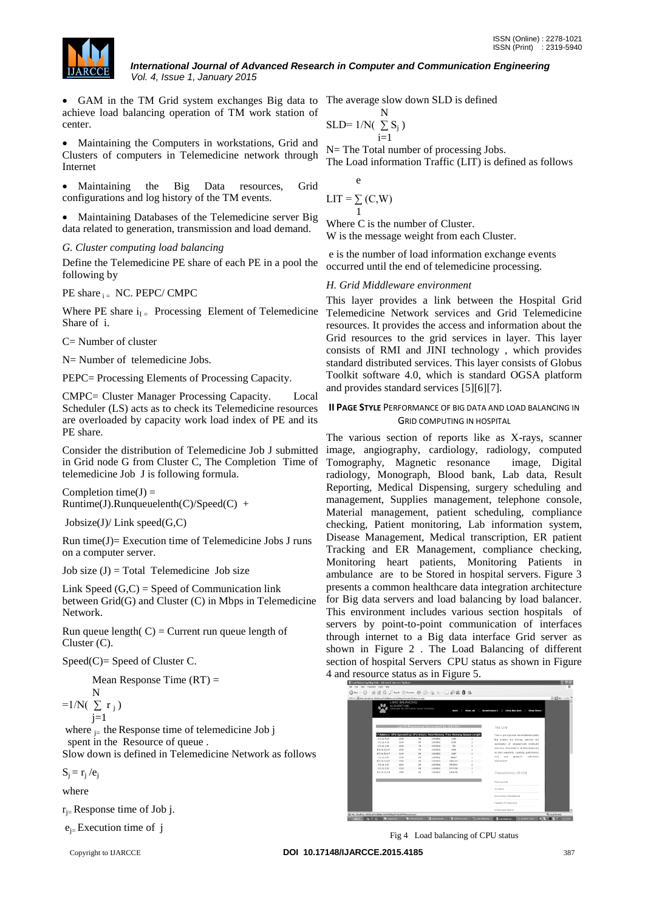- GAM in the TM Grid system exchanges Big data to achieve load balancing operation of TM work station of center.
- Maintaining the Computers in workstations, Grid and Clusters of computers in Telemedicine network through Internet
- Maintaining the Big Data resources, Grid configurations and log history of the TM events.
- Maintaining Databases of the Telemedicine server Big data related to generation, transmission and load demand.

### *G. Cluster computing load balancing*

Define the Telemedicine PE share of each PE in a pool the following by

PE share $_{i=}$ NC. PEPC/ CMPC

Where PE share $i_{I=}$ Processing Element of Telemedicine Share of i.

C= Number of cluster

N= Number of telemedicine Jobs.

PEPC= Processing Elements of Processing Capacity.

CMPC= Cluster Manager Processing Capacity. Local Scheduler (LS) acts as to check its Telemedicine resources are overloaded by capacity work load index of PE and its PE share.

Consider the distribution of Telemedicine Job J submitted in Grid node G from Cluster C, The Completion Time of telemedicine Job J is following formula.

Completion time(J) = Runtime(J).Runqueuelenth(C)/Speed(C) +

Jobsize(J)/ Link speed(G,C)

Run time(J)= Execution time of Telemedicine Jobs J runs on a computer server.

Job size (J) = Total Telemedicine Job size

Link Speed (G,C) = Speed of Communication link between Grid(G) and Cluster (C) in Mbps in Telemedicine Network.

Run queue length( C) = Current run queue length of Cluster (C).

Speed(C)= Speed of Cluster C.

Mean Response Time (RT) =

$$=1/N\left(\sum_{j=1}^{N} r_j\right)$$

where $_{j=}$ the Response time of telemedicine Job j spent in the Resource of queue .

Slow down is defined in Telemedicine Network as follows

$$S_j = r_j / e_j$$

where

$r_{j=}$ Response time of Job j.

$e_{j=}$ Execution time of j

The average slow down SLD is defined

$$SLD= 1/N\left(\sum_{i=1}^{N} S_j\right)$$

N= The Total number of processing Jobs.

The Load information Traffic (LIT) is defined as follows

$$LIT = \sum_{1}^{e} (C,W)$$

Where C is the number of Cluster.

W is the message weight from each Cluster.

e is the number of load information exchange events occurred until the end of telemedicine processing.

### *H. Grid Middleware environment*

This layer provides a link between the Hospital Grid Telemedicine Network services and Grid Telemedicine resources. It provides the access and information about the Grid resources to the grid services in layer. This layer consists of RMI and JINI technology , which provides standard distributed services. This layer consists of Globus Toolkit software 4.0, which is standard OGSA platform and provides standard services [5][6][7].

## II PAGE STYLE PERFORMANCE OF BIG DATA AND LOAD BALANCING IN GRID COMPUTING IN HOSPITAL

The various section of reports like as X-rays, scanner image, angiography, cardiology, radiology, computed Tomography, Magnetic resonance image, Digital radiology, Monograph, Blood bank, Lab data, Result Reporting, Medical Dispensing, surgery scheduling and management, Supplies management, telephone console, Material management, patient scheduling, compliance checking, Patient monitoring, Lab information system, Disease Management, Medical transcription, ER patient Tracking and ER Management, compliance checking, Monitoring heart patients, Monitoring Patients in ambulance are to be Stored in hospital servers. Figure 3 presents a common healthcare data integration architecture for Big data servers and load balancing by load balancer. This environment includes various section hospitals of servers by point-to-point communication of interfaces through internet to a Big data interface Grid server as shown in Figure 2 . The Load Balancing of different section of hospital Servers CPU status as shown in Figure 4 and resource status as in Figure 5.

Fig 4 Load balancing of CPU status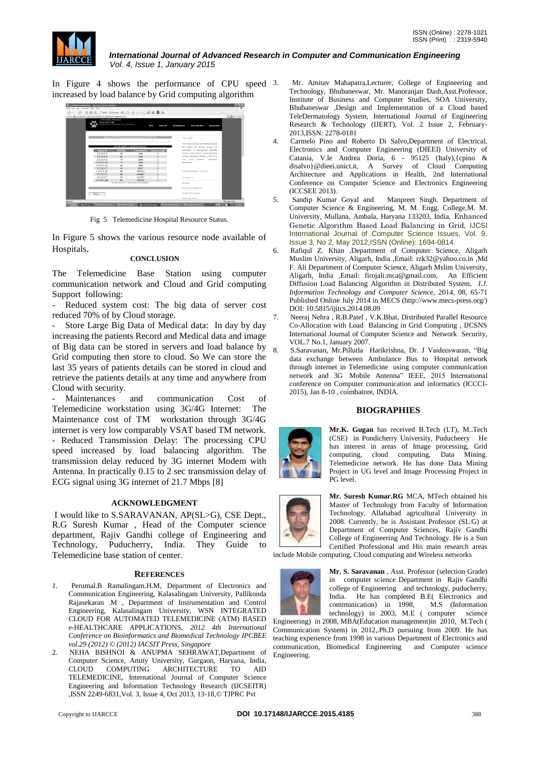In Figure 4 shows the performance of CPU speed increased by load balance by Grid computing algorithm

Fig 5 Telemedicine Hospital Resource Status.

In Figure 5 shows the various resource node available of Hospitals.

## CONCLUSION

The Telemedicine Base Station using computer communication network and Cloud and Grid computing Support following:

- Reduced system cost: The big data of server cost reduced 70% of by Cloud storage.
- Store Large Big Data of Medical data: In day by day increasing the patients Record and Medical data and image of Big data can be stored in servers and load balance by Grid computing then store to cloud. So We can store the last 35 years of patients details can be stored in cloud and retrieve the patients details at any time and anywhere from Cloud with security.
- Maintenances and communication Cost of Telemedicine workstation using 3G/4G Internet: The Maintenance cost of TM workstation through 3G/4G internet is very low comparably VSAT based TM network.
- Reduced Transmission Delay: The processing CPU speed increased by load balancing algorithm. The transmission delay reduced by 3G internet Modem with Antenna. In practically 0.15 to 2 sec transmission delay of ECG signal using 3G internet of 21.7 Mbps [8]

## ACKNOWLEDGMENT

I would like to S.SARAVANAN, AP(SL>G), CSE Dept., R.G Suresh Kumar , Head of the Computer science department, Rajiv Gandhi college of Engineering and Technology, Puducherry, India. They Guide to Telemedicine base station of center.

## REFERENCES

1. Perumal.B Ramalingam.H.M, Department of Electronics and Communication Engineering, Kalasalingam University, Pallikonda Rajasekaran .M , Department of Instrumentation and Control Engineering, Kalasalingam University, WSN INTEGRATED CLOUD FOR AUTOMATED TELEMEDICINE (ATM) BASED e-HEALTHCARE APPLICATIONS, *2012 4th International Conference on Bioinformatics and Biomedical Technology IPCBEE vol.29 (2012) © (2012) IACSIT Press, Singapore*
2. NEHA BISHNOI & ANUPMA SEHRAWAT,Department of Computer Science, Amity University, Gurgaon, Haryana, India, CLOUD COMPUTING ARCHITECTURE TO AID TELEMEDICINE, International Journal of Computer Science Engineering and Information Technology Research (IJCSEITR) ,ISSN 2249-6831,Vol. 3, Issue 4, Oct 2013, 13-18,© TJPRC Pvt
3. Mr. Amitav Mahapatra,Lecturer, College of Engineering and Technology, Bhubaneswar, Mr. Manoranjan Dash,Asst.Professor, Institute of Business and Computer Studies, SOA University, Bhubaneswar ,Design and Implementation of a Cloud based TeleDermatology System, International Journal of Engineering Research & Technology (IJERT), Vol. 2 Issue 2, February-2013,ISSN: 2278-0181
4. Carmelo Pino and Roberto Di Salvo,Department of Electrical, Electronics and Computer Engineering (DIEEI) University of Catania, V.le Andrea Doria, 6 - 95125 (Italy),{cpino & disalvo}@dieei.unict.it, A Survey of Cloud Computing Architecture and Applications in Health, 2nd International Conference on Computer Science and Electronics Engineering (ICCSEE 2013).
5. Sandip Kumar Goyal and Manpreet Singh. Department of Computer Science & Engineering, M. M. Engg. College,M. M. University, Mullana, Ambala, Haryana 133203, India, Enhanced Genetic Algorithm Based Load Balancing in Grid, IJCSI International Journal of Computer Science Issues, Vol. 9, Issue 3, No 2, May 2012,ISSN (Online): 1694-0814.
6. Rafiqul Z. Khan ,Department of Computer Science, Aligarh Muslim University, Aligarh, India ,Email: rzk32@yahoo.co.in ,Md F. Ali Department of Computer Science, Aligarh Mslim University, Aligarh, India ,Email: firojali.mca@gmail.com, An Efficient Diffusion Load Balancing Algorithm in Distributed System, *I.J. Information Technology and Computer Science*, 2014, 08, 65-71 Published Online July 2014 in MECS (http://www.mecs-press.org/) DOI: 10.5815/ijitcs.2014.08.09
7. Neeraj Nehra , R.B.Patel , V.K.Bhat, Distributed Parallel Resource Co-Allocation with Load Balancing in Grid Computing , IJCSNS International Journal of Computer Science and Network Security, VOL.7 No.1, January 2007.
8. S.Saravanan, Mr.Pillutla Harikrishna, Dr. J Vaideeswaran, "Big data exchange between Ambulance Bus to Hospital network through internet in Telemedicine using computer communication network and 3G Mobile Antenna" IEEE, 2015 International conference on Computer communication and informatics (ICCCI-2015), Jan 8-10 , coimbatore, INDIA.

## BIOGRAPHIES

**Mr.K. Gugan** has received B.Tech (I.T), M..Tech (CSE) in Pondicherry University, Puducheery He has interest in areas of Image processing, Grid computing, cloud computing, Data Mining. Telemedicine network. He has done Data Mining Project in UG level and Image Processing Project in PG level.

**Mr. Suresh Kumar.RG** MCA, MTech obtained his Master of Technology from Faculty of Information Technology, Allahabad agricultural University in 2008. Currently, he is Assistant Professor (SL.G) at Department of Computer Sciences, Rajiv Gandhi College of Engineering And Technology. He is a Sun Certified Professional and His main research areas include Mobile computing, Cloud computing and Wireless networks

**Mr. S. Saravanan** , Asst. Professor (selection Grade) in computer science Department in Rajiv Gandhi college of Engineering and technology, puducherry, India. He has completed B.E( Electronics and communication) in 1998, M.S (Information technology) in 2003, M.E ( computer science Engineering) in 2008, MBA(Education management)in 2010, M.Tech ( Communication System) in 2012,.Ph.D pursuing from 2009. He has teaching experience from 1998 in various Department of Electronics and communication, Biomedical Engineering and Computer science Engineering.